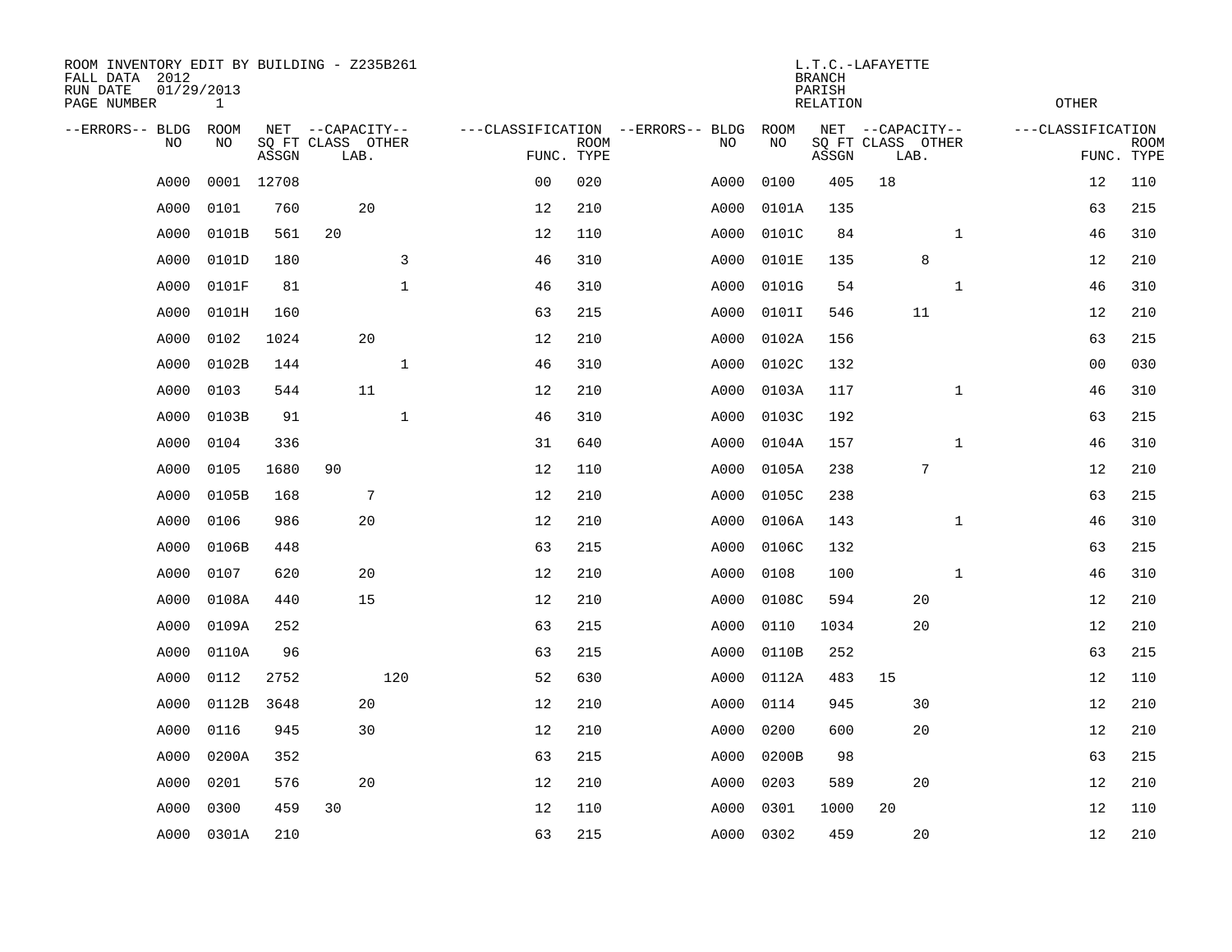ROOM INVENTORY EDIT BY BUILDING - Z235B261
FALL DATA 2012
RUN DATE 01/29/2013
PAGE NUMBER 1

L.T.C.-LAFAYETTE
BRANCH
PARISH
RELATION

OTHER

| --ERRORS-- | BLDG NO | ROOM NO | NET SQ FT ASSGN | CAPACITY CLASS | CAPACITY LAB. | CAPACITY OTHER | CLASSIFICATION FUNC. | ROOM TYPE | --ERRORS-- | BLDG NO | ROOM NO | NET SQ FT ASSGN | CAPACITY CLASS | CAPACITY LAB. | CAPACITY OTHER | CLASSIFICATION FUNC. | ROOM TYPE |
|---|---|---|---|---|---|---|---|---|---|---|---|---|---|---|---|---|---|
| | A000 | 0001 | 12708 | | | | 00 | 020 | | A000 | 0100 | 405 | 18 | | | 12 | 110 |
| | A000 | 0101 | 760 | | 20 | | 12 | 210 | | A000 | 0101A | 135 | | | | 63 | 215 |
| | A000 | 0101B | 561 | 20 | | | 12 | 110 | | A000 | 0101C | 84 | | | 1 | 46 | 310 |
| | A000 | 0101D | 180 | | | 3 | 46 | 310 | | A000 | 0101E | 135 | | 8 | | 12 | 210 |
| | A000 | 0101F | 81 | | | 1 | 46 | 310 | | A000 | 0101G | 54 | | | 1 | 46 | 310 |
| | A000 | 0101H | 160 | | | | 63 | 215 | | A000 | 0101I | 546 | | 11 | | 12 | 210 |
| | A000 | 0102 | 1024 | | 20 | | 12 | 210 | | A000 | 0102A | 156 | | | | 63 | 215 |
| | A000 | 0102B | 144 | | | 1 | 46 | 310 | | A000 | 0102C | 132 | | | | 00 | 030 |
| | A000 | 0103 | 544 | | 11 | | 12 | 210 | | A000 | 0103A | 117 | | | 1 | 46 | 310 |
| | A000 | 0103B | 91 | | | 1 | 46 | 310 | | A000 | 0103C | 192 | | | | 63 | 215 |
| | A000 | 0104 | 336 | | | | 31 | 640 | | A000 | 0104A | 157 | | | 1 | 46 | 310 |
| | A000 | 0105 | 1680 | 90 | | | 12 | 110 | | A000 | 0105A | 238 | | 7 | | 12 | 210 |
| | A000 | 0105B | 168 | | 7 | | 12 | 210 | | A000 | 0105C | 238 | | | | 63 | 215 |
| | A000 | 0106 | 986 | | 20 | | 12 | 210 | | A000 | 0106A | 143 | | | 1 | 46 | 310 |
| | A000 | 0106B | 448 | | | | 63 | 215 | | A000 | 0106C | 132 | | | | 63 | 215 |
| | A000 | 0107 | 620 | | 20 | | 12 | 210 | | A000 | 0108 | 100 | | | 1 | 46 | 310 |
| | A000 | 0108A | 440 | | 15 | | 12 | 210 | | A000 | 0108C | 594 | | 20 | | 12 | 210 |
| | A000 | 0109A | 252 | | | | 63 | 215 | | A000 | 0110 | 1034 | | 20 | | 12 | 210 |
| | A000 | 0110A | 96 | | | | 63 | 215 | | A000 | 0110B | 252 | | | | 63 | 215 |
| | A000 | 0112 | 2752 | | | 120 | 52 | 630 | | A000 | 0112A | 483 | 15 | | | 12 | 110 |
| | A000 | 0112B | 3648 | | 20 | | 12 | 210 | | A000 | 0114 | 945 | | 30 | | 12 | 210 |
| | A000 | 0116 | 945 | | 30 | | 12 | 210 | | A000 | 0200 | 600 | | 20 | | 12 | 210 |
| | A000 | 0200A | 352 | | | | 63 | 215 | | A000 | 0200B | 98 | | | | 63 | 215 |
| | A000 | 0201 | 576 | | 20 | | 12 | 210 | | A000 | 0203 | 589 | | 20 | | 12 | 210 |
| | A000 | 0300 | 459 | 30 | | | 12 | 110 | | A000 | 0301 | 1000 | 20 | | | 12 | 110 |
| | A000 | 0301A | 210 | | | | 63 | 215 | | A000 | 0302 | 459 | | 20 | | 12 | 210 |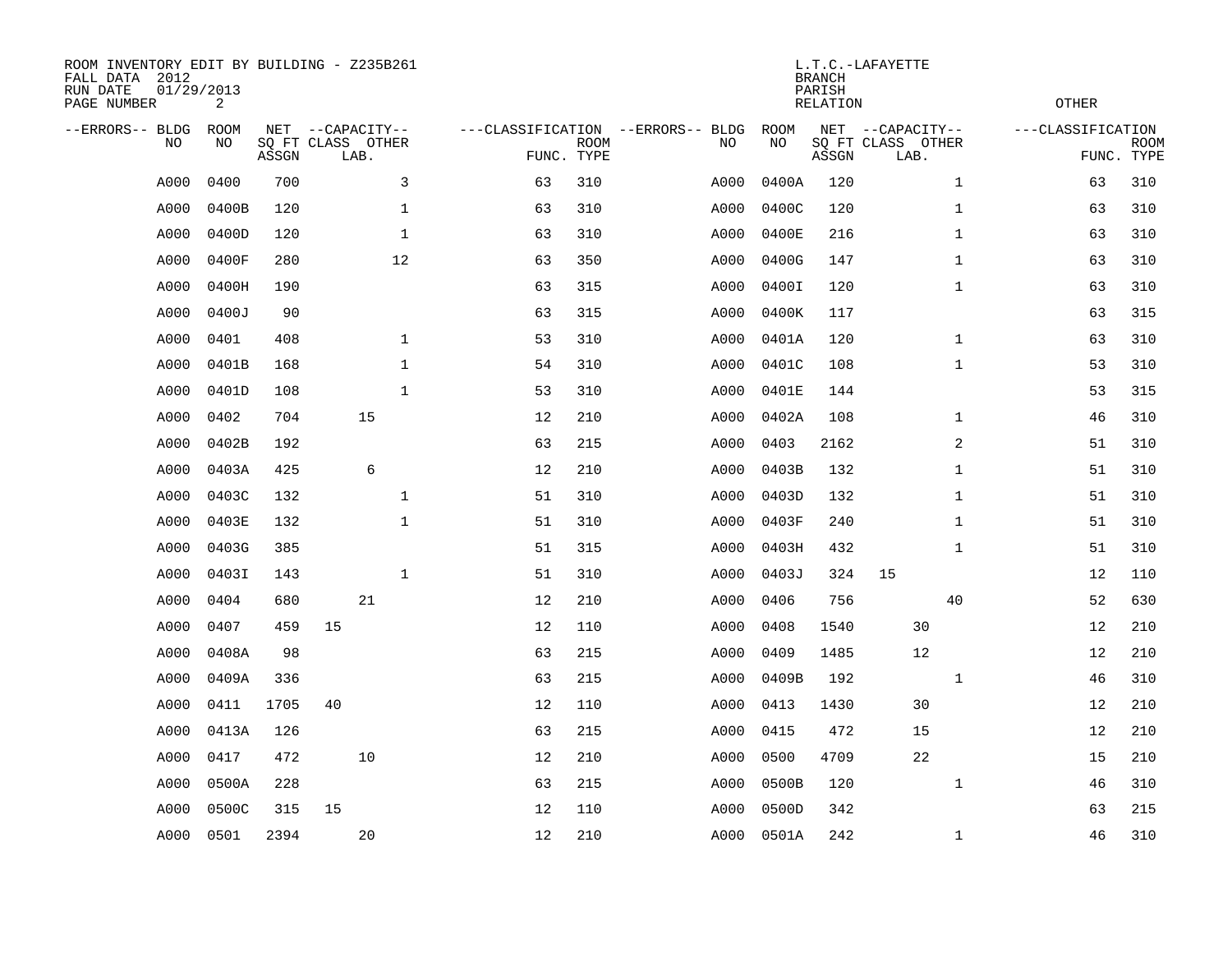ROOM INVENTORY EDIT BY BUILDING - Z235B261
FALL DATA 2012
RUN DATE 01/29/2013
PAGE NUMBER 2

L.T.C.-LAFAYETTE
BRANCH
PARISH
RELATION

OTHER

| --ERRORS-- | BLDG NO | ROOM NO | NET SQ FT ASSGN | CAPACITY CLASS | CAPACITY LAB. | CAPACITY OTHER | CLASSIFICATION FUNC. | ROOM TYPE | --ERRORS-- | BLDG NO | ROOM NO | NET SQ FT ASSGN | CAPACITY CLASS | CAPACITY LAB. | CAPACITY OTHER | CLASSIFICATION FUNC. | ROOM TYPE |
|---|---|---|---|---|---|---|---|---|---|---|---|---|---|---|---|---|---|
| | A000 | 0400 | 700 | | | 3 | 63 | 310 | | A000 | 0400A | 120 | | | 1 | 63 | 310 |
| | A000 | 0400B | 120 | | | 1 | 63 | 310 | | A000 | 0400C | 120 | | | 1 | 63 | 310 |
| | A000 | 0400D | 120 | | | 1 | 63 | 310 | | A000 | 0400E | 216 | | | 1 | 63 | 310 |
| | A000 | 0400F | 280 | | | 12 | 63 | 350 | | A000 | 0400G | 147 | | | 1 | 63 | 310 |
| | A000 | 0400H | 190 | | | | 63 | 315 | | A000 | 0400I | 120 | | | 1 | 63 | 310 |
| | A000 | 0400J | 90 | | | | 63 | 315 | | A000 | 0400K | 117 | | | | 63 | 315 |
| | A000 | 0401 | 408 | | | 1 | 53 | 310 | | A000 | 0401A | 120 | | | 1 | 63 | 310 |
| | A000 | 0401B | 168 | | | 1 | 54 | 310 | | A000 | 0401C | 108 | | | 1 | 53 | 310 |
| | A000 | 0401D | 108 | | | 1 | 53 | 310 | | A000 | 0401E | 144 | | | | 53 | 315 |
| | A000 | 0402 | 704 | | 15 | | 12 | 210 | | A000 | 0402A | 108 | | | 1 | 46 | 310 |
| | A000 | 0402B | 192 | | | | 63 | 215 | | A000 | 0403 | 2162 | | | 2 | 51 | 310 |
| | A000 | 0403A | 425 | | 6 | | 12 | 210 | | A000 | 0403B | 132 | | | 1 | 51 | 310 |
| | A000 | 0403C | 132 | | | 1 | 51 | 310 | | A000 | 0403D | 132 | | | 1 | 51 | 310 |
| | A000 | 0403E | 132 | | | 1 | 51 | 310 | | A000 | 0403F | 240 | | | 1 | 51 | 310 |
| | A000 | 0403G | 385 | | | | 51 | 315 | | A000 | 0403H | 432 | | | 1 | 51 | 310 |
| | A000 | 0403I | 143 | | | 1 | 51 | 310 | | A000 | 0403J | 324 | 15 | | | 12 | 110 |
| | A000 | 0404 | 680 | | 21 | | 12 | 210 | | A000 | 0406 | 756 | | | 40 | 52 | 630 |
| | A000 | 0407 | 459 | 15 | | | 12 | 110 | | A000 | 0408 | 1540 | | 30 | | 12 | 210 |
| | A000 | 0408A | 98 | | | | 63 | 215 | | A000 | 0409 | 1485 | | 12 | | 12 | 210 |
| | A000 | 0409A | 336 | | | | 63 | 215 | | A000 | 0409B | 192 | | | 1 | 46 | 310 |
| | A000 | 0411 | 1705 | 40 | | | 12 | 110 | | A000 | 0413 | 1430 | | 30 | | 12 | 210 |
| | A000 | 0413A | 126 | | | | 63 | 215 | | A000 | 0415 | 472 | | 15 | | 12 | 210 |
| | A000 | 0417 | 472 | | 10 | | 12 | 210 | | A000 | 0500 | 4709 | | 22 | | 15 | 210 |
| | A000 | 0500A | 228 | | | | 63 | 215 | | A000 | 0500B | 120 | | | 1 | 46 | 310 |
| | A000 | 0500C | 315 | 15 | | | 12 | 110 | | A000 | 0500D | 342 | | | | 63 | 215 |
| | A000 | 0501 | 2394 | | 20 | | 12 | 210 | | A000 | 0501A | 242 | | | 1 | 46 | 310 |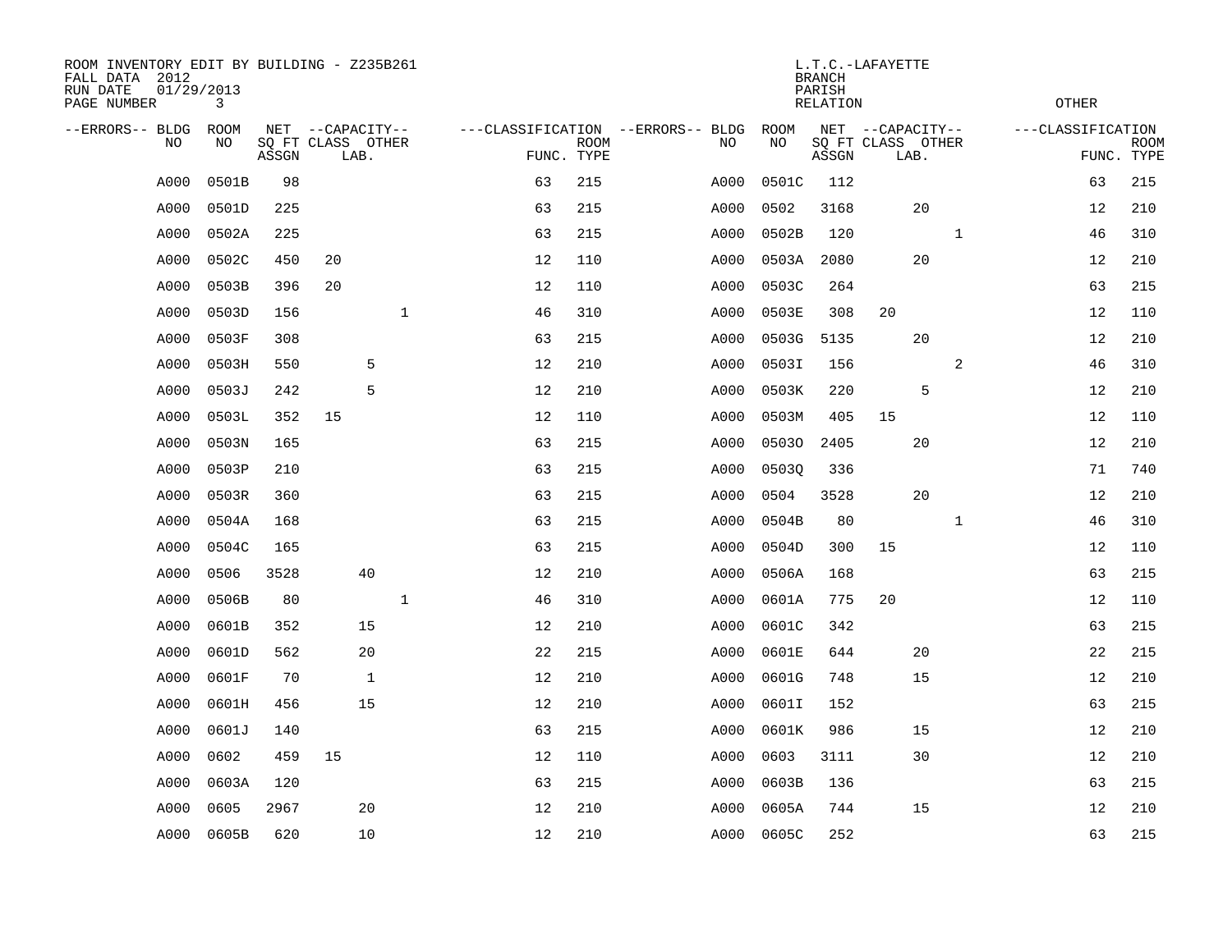ROOM INVENTORY EDIT BY BUILDING - Z235B261
FALL DATA 2012
RUN DATE 01/29/2013
PAGE NUMBER 3

L.T.C.-LAFAYETTE
BRANCH
PARISH
RELATION
OTHER

| --ERRORS-- | BLDG NO | ROOM NO | NET SQ FT ASSGN | CAPACITY CLASS | CAPACITY LAB. | CAPACITY OTHER | CLASSIFICATION FUNC. | ROOM TYPE | --ERRORS-- | BLDG NO | ROOM NO | NET SQ FT ASSGN | CAPACITY CLASS | CAPACITY LAB. | CAPACITY OTHER | CLASSIFICATION FUNC. | ROOM TYPE |
|---|---|---|---|---|---|---|---|---|---|---|---|---|---|---|---|---|---|
| | A000 | 0501B | 98 | | | | 63 | 215 | | A000 | 0501C | 112 | | | | 63 | 215 |
| | A000 | 0501D | 225 | | | | 63 | 215 | | A000 | 0502 | 3168 | | 20 | | 12 | 210 |
| | A000 | 0502A | 225 | | | | 63 | 215 | | A000 | 0502B | 120 | | | 1 | 46 | 310 |
| | A000 | 0502C | 450 | 20 | | | 12 | 110 | | A000 | 0503A | 2080 | | 20 | | 12 | 210 |
| | A000 | 0503B | 396 | 20 | | | 12 | 110 | | A000 | 0503C | 264 | | | | 63 | 215 |
| | A000 | 0503D | 156 | | | 1 | 46 | 310 | | A000 | 0503E | 308 | 20 | | | 12 | 110 |
| | A000 | 0503F | 308 | | | | 63 | 215 | | A000 | 0503G | 5135 | | 20 | | 12 | 210 |
| | A000 | 0503H | 550 | | 5 | | 12 | 210 | | A000 | 0503I | 156 | | | 2 | 46 | 310 |
| | A000 | 0503J | 242 | | 5 | | 12 | 210 | | A000 | 0503K | 220 | | 5 | | 12 | 210 |
| | A000 | 0503L | 352 | 15 | | | 12 | 110 | | A000 | 0503M | 405 | 15 | | | 12 | 110 |
| | A000 | 0503N | 165 | | | | 63 | 215 | | A000 | 0503O | 2405 | | 20 | | 12 | 210 |
| | A000 | 0503P | 210 | | | | 63 | 215 | | A000 | 0503Q | 336 | | | | 71 | 740 |
| | A000 | 0503R | 360 | | | | 63 | 215 | | A000 | 0504 | 3528 | | 20 | | 12 | 210 |
| | A000 | 0504A | 168 | | | | 63 | 215 | | A000 | 0504B | 80 | | | 1 | 46 | 310 |
| | A000 | 0504C | 165 | | | | 63 | 215 | | A000 | 0504D | 300 | 15 | | | 12 | 110 |
| | A000 | 0506 | 3528 | | 40 | | 12 | 210 | | A000 | 0506A | 168 | | | | 63 | 215 |
| | A000 | 0506B | 80 | | | 1 | 46 | 310 | | A000 | 0601A | 775 | 20 | | | 12 | 110 |
| | A000 | 0601B | 352 | | 15 | | 12 | 210 | | A000 | 0601C | 342 | | | | 63 | 215 |
| | A000 | 0601D | 562 | | 20 | | 22 | 215 | | A000 | 0601E | 644 | | 20 | | 22 | 215 |
| | A000 | 0601F | 70 | | 1 | | 12 | 210 | | A000 | 0601G | 748 | | 15 | | 12 | 210 |
| | A000 | 0601H | 456 | | 15 | | 12 | 210 | | A000 | 0601I | 152 | | | | 63 | 215 |
| | A000 | 0601J | 140 | | | | 63 | 215 | | A000 | 0601K | 986 | | 15 | | 12 | 210 |
| | A000 | 0602 | 459 | 15 | | | 12 | 110 | | A000 | 0603 | 3111 | | 30 | | 12 | 210 |
| | A000 | 0603A | 120 | | | | 63 | 215 | | A000 | 0603B | 136 | | | | 63 | 215 |
| | A000 | 0605 | 2967 | | 20 | | 12 | 210 | | A000 | 0605A | 744 | | 15 | | 12 | 210 |
| | A000 | 0605B | 620 | | 10 | | 12 | 210 | | A000 | 0605C | 252 | | | | 63 | 215 |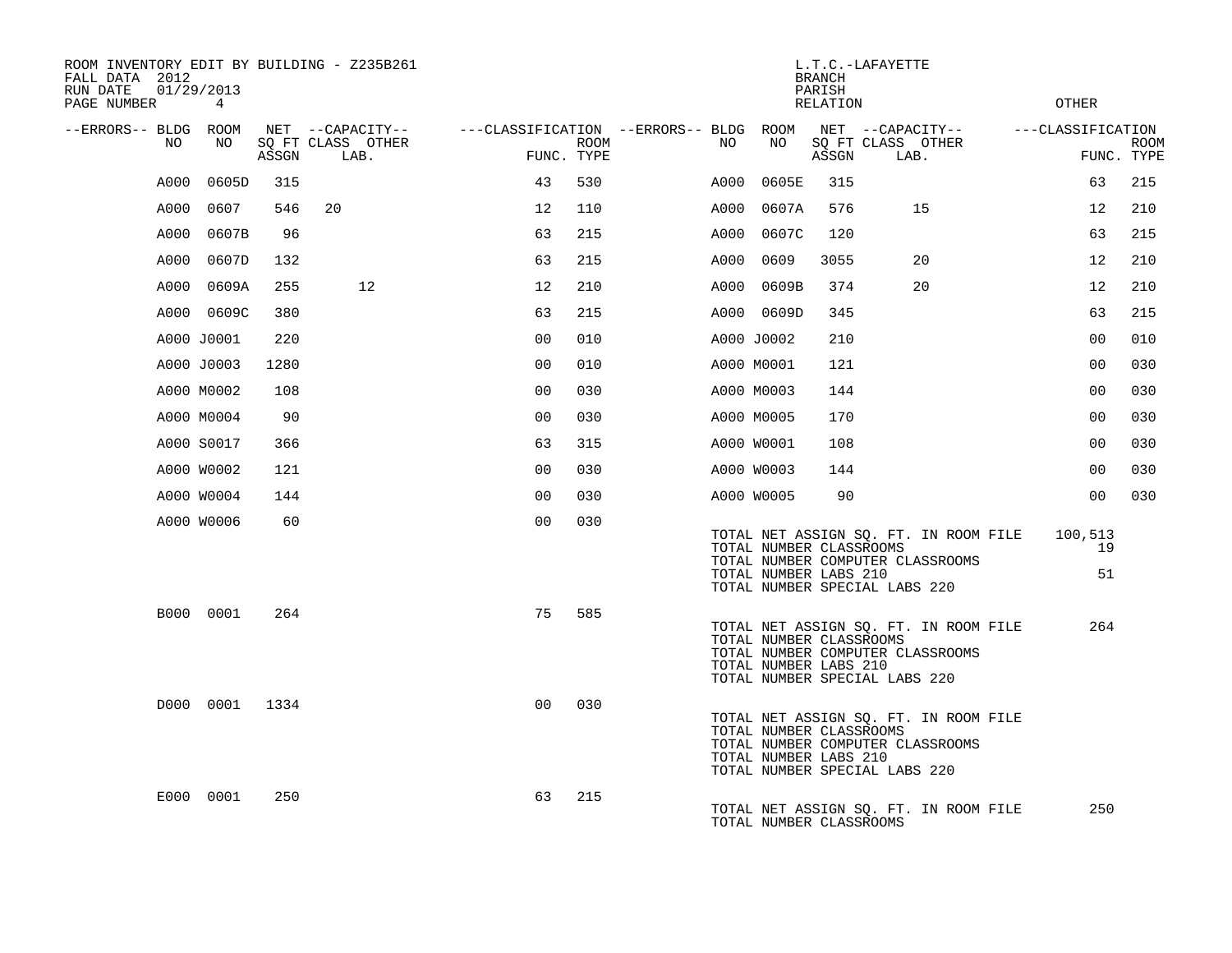ROOM INVENTORY EDIT BY BUILDING - Z235B261
FALL DATA 2012
RUN DATE 01/29/2013

L.T.C.-LAFAYETTE
BRANCH
PARISH
RELATION
OTHER

| --ERRORS-- | BLDG NO | ROOM NO | NET SQ FT ASSGN | CAPACITY CLASS | CAPACITY OTHER LAB. | CLASSIFICATION FUNC. | ROOM TYPE | --ERRORS-- | BLDG NO | ROOM NO | NET SQ FT ASSGN | CAPACITY CLASS | CAPACITY OTHER LAB. | CLASSIFICATION FUNC. | ROOM TYPE |
|---|---|---|---|---|---|---|---|---|---|---|---|---|---|---|---|
| | A000 | 0605D | 315 | | | 43 | 530 | | A000 | 0605E | 315 | | | 63 | 215 |
| | A000 | 0607 | 546 | 20 | | 12 | 110 | | A000 | 0607A | 576 | | 15 | 12 | 210 |
| | A000 | 0607B | 96 | | | 63 | 215 | | A000 | 0607C | 120 | | | 63 | 215 |
| | A000 | 0607D | 132 | | | 63 | 215 | | A000 | 0609 | 3055 | | 20 | 12 | 210 |
| | A000 | 0609A | 255 | | 12 | 12 | 210 | | A000 | 0609B | 374 | | 20 | 12 | 210 |
| | A000 | 0609C | 380 | | | 63 | 215 | | A000 | 0609D | 345 | | | 63 | 215 |
| | A000 | J0001 | 220 | | | 00 | 010 | | A000 | J0002 | 210 | | | 00 | 010 |
| | A000 | J0003 | 1280 | | | 00 | 010 | | A000 | M0001 | 121 | | | 00 | 030 |
| | A000 | M0002 | 108 | | | 00 | 030 | | A000 | M0003 | 144 | | | 00 | 030 |
| | A000 | M0004 | 90 | | | 00 | 030 | | A000 | M0005 | 170 | | | 00 | 030 |
| | A000 | S0017 | 366 | | | 63 | 315 | | A000 | W0001 | 108 | | | 00 | 030 |
| | A000 | W0002 | 121 | | | 00 | 030 | | A000 | W0003 | 144 | | | 00 | 030 |
| | A000 | W0004 | 144 | | | 00 | 030 | | A000 | W0005 | 90 | | | 00 | 030 |
| | A000 | W0006 | 60 | | | 00 | 030 | | | | | | | | |

TOTAL NET ASSIGN SQ. FT. IN ROOM FILE 100,513
TOTAL NUMBER CLASSROOMS 19
TOTAL NUMBER COMPUTER CLASSROOMS
TOTAL NUMBER LABS 210 51
TOTAL NUMBER SPECIAL LABS 220

| | BLDG NO | ROOM NO | NET SQ FT ASSGN | | | FUNC. | ROOM TYPE |
|---|---|---|---|---|---|---|---|
| | B000 | 0001 | 264 | | | 75 | 585 |

TOTAL NET ASSIGN SQ. FT. IN ROOM FILE 264
TOTAL NUMBER CLASSROOMS
TOTAL NUMBER COMPUTER CLASSROOMS
TOTAL NUMBER LABS 210
TOTAL NUMBER SPECIAL LABS 220

| | BLDG NO | ROOM NO | NET SQ FT ASSGN | | | FUNC. | ROOM TYPE |
|---|---|---|---|---|---|---|---|
| | D000 | 0001 | 1334 | | | 00 | 030 |

TOTAL NET ASSIGN SQ. FT. IN ROOM FILE
TOTAL NUMBER CLASSROOMS
TOTAL NUMBER COMPUTER CLASSROOMS
TOTAL NUMBER LABS 210
TOTAL NUMBER SPECIAL LABS 220

| | BLDG NO | ROOM NO | NET SQ FT ASSGN | | | FUNC. | ROOM TYPE |
|---|---|---|---|---|---|---|---|
| | E000 | 0001 | 250 | | | 63 | 215 |

TOTAL NET ASSIGN SQ. FT. IN ROOM FILE 250
TOTAL NUMBER CLASSROOMS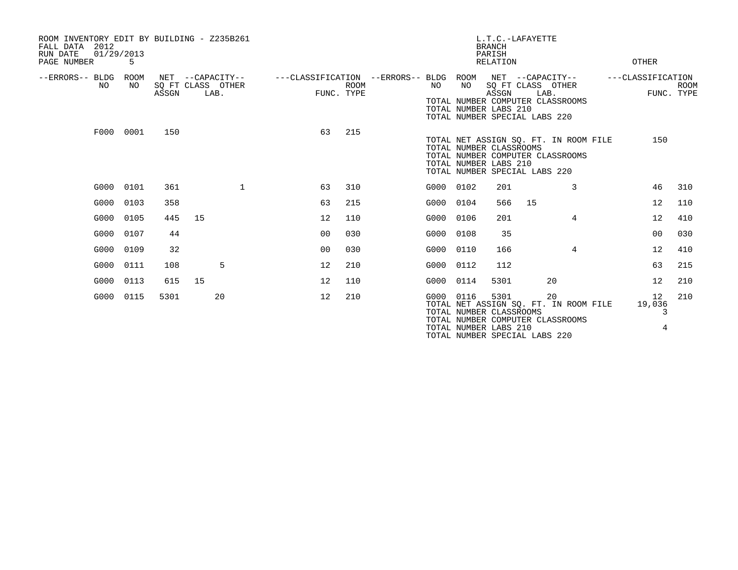ROOM INVENTORY EDIT BY BUILDING - Z235B261
FALL DATA 2012
RUN DATE 01/29/2013
PAGE NUMBER 5

L.T.C.-LAFAYETTE
BRANCH
PARISH
RELATION
OTHER

| --ERRORS-- | BLDG NO | ROOM NO | NET SQ FT ASSGN | --CAPACITY-- CLASS | LAB. | OTHER | ---CLASSIFICATION FUNC. | ROOM TYPE | --ERRORS-- | BLDG NO | ROOM NO | NET SQ FT ASSGN | --CAPACITY-- CLASS | LAB. | OTHER | ---CLASSIFICATION FUNC. | ROOM TYPE |
|---|---|---|---|---|---|---|---|---|---|---|---|---|---|---|---|---|---|
| | | | | | | | | | | TOTAL NUMBER COMPUTER CLASSROOMS | | | | | | | |
| | | | | | | | | | | TOTAL NUMBER LABS 210 | | | | | | | |
| | | | | | | | | | | TOTAL NUMBER SPECIAL LABS 220 | | | | | | | |
| | F000 | 0001 | 150 | | | | 63 | 215 | | | | | | | | | |
| | | | | | | | | | | TOTAL NET ASSIGN SQ. FT. IN ROOM FILE | | | | | | 150 | |
| | | | | | | | | | | TOTAL NUMBER CLASSROOMS | | | | | | | |
| | | | | | | | | | | TOTAL NUMBER COMPUTER CLASSROOMS | | | | | | | |
| | | | | | | | | | | TOTAL NUMBER LABS 210 | | | | | | | |
| | | | | | | | | | | TOTAL NUMBER SPECIAL LABS 220 | | | | | | | |
| | G000 | 0101 | 361 | | | 1 | 63 | 310 | | G000 | 0102 | 201 | | | 3 | 46 | 310 |
| | G000 | 0103 | 358 | | | | 63 | 215 | | G000 | 0104 | 566 | 15 | | | 12 | 110 |
| | G000 | 0105 | 445 | 15 | | | 12 | 110 | | G000 | 0106 | 201 | | | 4 | 12 | 410 |
| | G000 | 0107 | 44 | | | | 00 | 030 | | G000 | 0108 | 35 | | | | 00 | 030 |
| | G000 | 0109 | 32 | | | | 00 | 030 | | G000 | 0110 | 166 | | | 4 | 12 | 410 |
| | G000 | 0111 | 108 | | 5 | | 12 | 210 | | G000 | 0112 | 112 | | | | 63 | 215 |
| | G000 | 0113 | 615 | 15 | | | 12 | 110 | | G000 | 0114 | 5301 | | 20 | | 12 | 210 |
| | G000 | 0115 | 5301 | | 20 | | 12 | 210 | | G000 | 0116 | 5301 | | 20 | | 12 | 210 |
| | | | | | | | | | | TOTAL NET ASSIGN SQ. FT. IN ROOM FILE | | | | | | 19,036 | |
| | | | | | | | | | | TOTAL NUMBER CLASSROOMS | | | | | | 3 | |
| | | | | | | | | | | TOTAL NUMBER COMPUTER CLASSROOMS | | | | | | | |
| | | | | | | | | | | TOTAL NUMBER LABS 210 | | | | | | 4 | |
| | | | | | | | | | | TOTAL NUMBER SPECIAL LABS 220 | | | | | | | |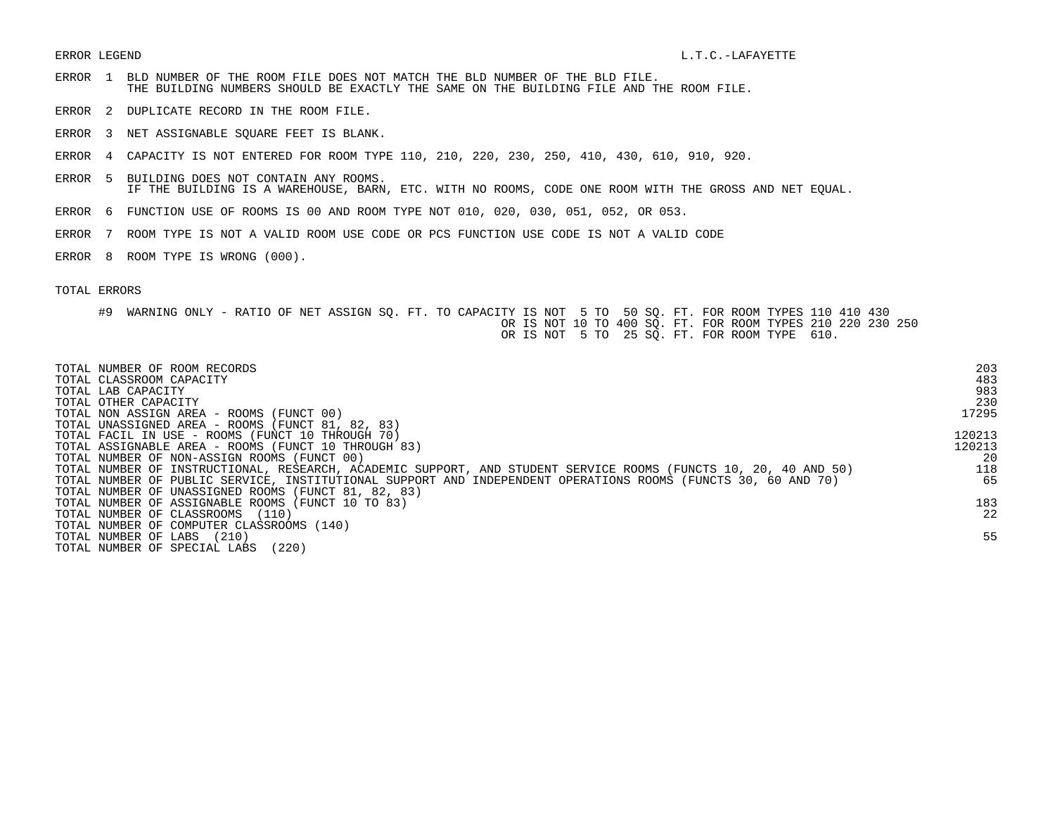ERROR LEGEND

L.T.C.-LAFAYETTE

ERROR 1 BLD NUMBER OF THE ROOM FILE DOES NOT MATCH THE BLD NUMBER OF THE BLD FILE.
THE BUILDING NUMBERS SHOULD BE EXACTLY THE SAME ON THE BUILDING FILE AND THE ROOM FILE.

ERROR 2 DUPLICATE RECORD IN THE ROOM FILE.

ERROR 3 NET ASSIGNABLE SQUARE FEET IS BLANK.

ERROR 4 CAPACITY IS NOT ENTERED FOR ROOM TYPE 110, 210, 220, 230, 250, 410, 430, 610, 910, 920.

ERROR 5 BUILDING DOES NOT CONTAIN ANY ROOMS.
IF THE BUILDING IS A WAREHOUSE, BARN, ETC. WITH NO ROOMS, CODE ONE ROOM WITH THE GROSS AND NET EQUAL.

ERROR 6 FUNCTION USE OF ROOMS IS 00 AND ROOM TYPE NOT 010, 020, 030, 051, 052, OR 053.

ERROR 7 ROOM TYPE IS NOT A VALID ROOM USE CODE OR PCS FUNCTION USE CODE IS NOT A VALID CODE

ERROR 8 ROOM TYPE IS WRONG (000).

TOTAL ERRORS

#9 WARNING ONLY - RATIO OF NET ASSIGN SQ. FT. TO CAPACITY IS NOT 5 TO 50 SQ. FT. FOR ROOM TYPES 110 410 430
OR IS NOT 10 TO 400 SQ. FT. FOR ROOM TYPES 210 220 230 250
OR IS NOT 5 TO 25 SQ. FT. FOR ROOM TYPE 610.

| | |
|---|---|
| TOTAL NUMBER OF ROOM RECORDS | 203 |
| TOTAL CLASSROOM CAPACITY | 483 |
| TOTAL LAB CAPACITY | 983 |
| TOTAL OTHER CAPACITY | 230 |
| TOTAL NON ASSIGN AREA - ROOMS (FUNCT 00) | 17295 |
| TOTAL UNASSIGNED AREA - ROOMS (FUNCT 81, 82, 83) | |
| TOTAL FACIL IN USE - ROOMS (FUNCT 10 THROUGH 70) | 120213 |
| TOTAL ASSIGNABLE AREA - ROOMS (FUNCT 10 THROUGH 83) | 120213 |
| TOTAL NUMBER OF NON-ASSIGN ROOMS (FUNCT 00) | 20 |
| TOTAL NUMBER OF INSTRUCTIONAL, RESEARCH, ACADEMIC SUPPORT, AND STUDENT SERVICE ROOMS (FUNCTS 10, 20, 40 AND 50) | 118 |
| TOTAL NUMBER OF PUBLIC SERVICE, INSTITUTIONAL SUPPORT AND INDEPENDENT OPERATIONS ROOMS (FUNCTS 30, 60 AND 70) | 65 |
| TOTAL NUMBER OF UNASSIGNED ROOMS (FUNCT 81, 82, 83) | |
| TOTAL NUMBER OF ASSIGNABLE ROOMS (FUNCT 10 TO 83) | 183 |
| TOTAL NUMBER OF CLASSROOMS (110) | 22 |
| TOTAL NUMBER OF COMPUTER CLASSROOMS (140) | |
| TOTAL NUMBER OF LABS (210) | 55 |
| TOTAL NUMBER OF SPECIAL LABS (220) | |